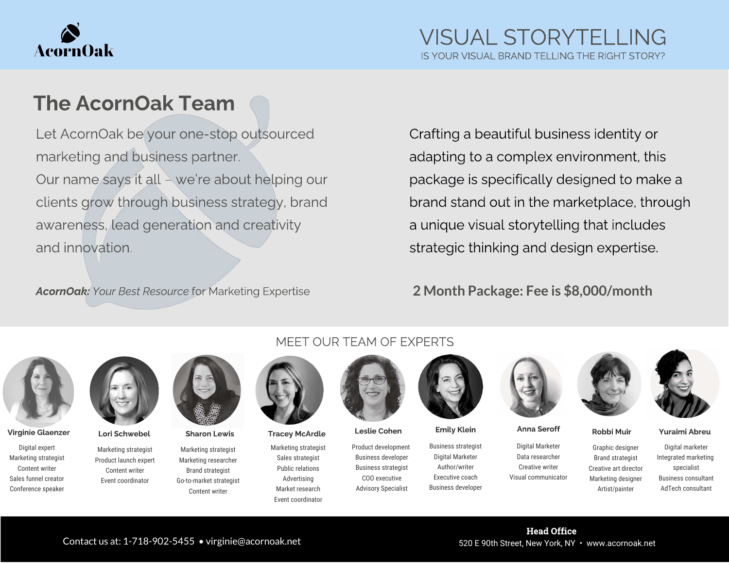AcornOak

# VISUAL STORYTELLING

IS YOUR VISUAL BRAND TELLING THE RIGHT STORY?

## The AcornOak Team

Let AcornOak be your one-stop outsourced marketing and business partner.
Our name says it all – we're about helping our clients grow through business strategy, brand awareness, lead generation and creativity and innovation.

***AcornOak:*** *Your Best Resource* for Marketing Expertise

Crafting a beautiful business identity or adapting to a complex environment, this package is specifically designed to make a brand stand out in the marketplace, through a unique visual storytelling that includes strategic thinking and design expertise.

**2 Month Package: Fee is $8,000/month**

## MEET OUR TEAM OF EXPERTS

**Virginie Glaenzer**
Digital expert
Marketing strategist
Content writer
Sales funnel creator
Conference speaker

**Lori Schwebel**
Marketing strategist
Product launch expert
Content writer
Event coordinator

**Sharon Lewis**
Marketing strategist
Marketing researcher
Brand strategist
Go-to-market strategist
Content writer

**Tracey McArdle**
Marketing strategist
Sales strategist
Public relations
Advertising
Market research
Event coordinator

**Leslie Cohen**
Product development
Business developer
Business strategist
COO executive
Advisory Specialist

**Emily Klein**
Business strategist
Digital Marketer
Author/writer
Executive coach
Business developer

**Anna Seroff**
Digital Marketer
Data researcher
Creative writer
Visual communicator

**Robbi Muir**
Graphic designer
Brand strategist
Creative art director
Marketing designer
Artist/painter

**Yuraimi Abreu**
Digital marketer
Integrated marketing specialist
Business consultant
AdTech consultant

Contact us at: 1-718-902-5455 • virginie@acornoak.net

**Head Office**
520 E 90th Street, New York, NY • www.acornoak.net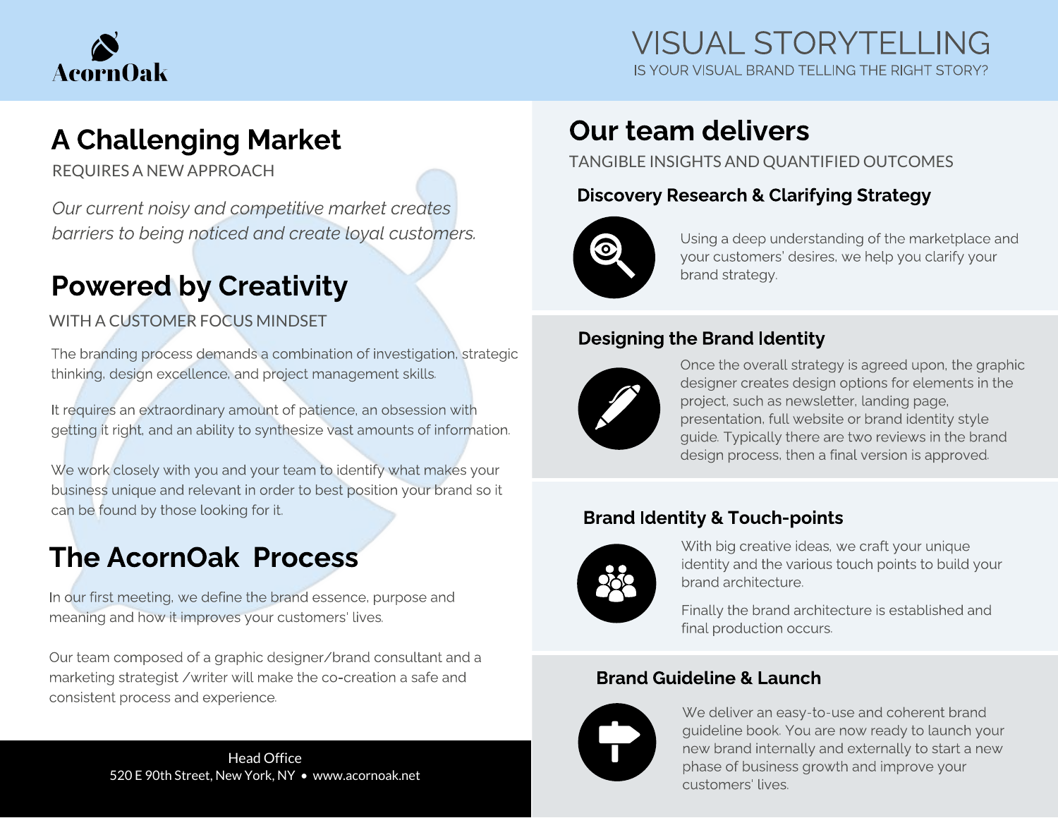AcornOak

# VISUAL STORYTELLING

IS YOUR VISUAL BRAND TELLING THE RIGHT STORY?

## A Challenging Market

REQUIRES A NEW APPROACH

*Our current noisy and competitive market creates barriers to being noticed and create loyal customers.*

## Powered by Creativity

WITH A CUSTOMER FOCUS MINDSET

The branding process demands a combination of investigation, strategic thinking, design excellence, and project management skills.

It requires an extraordinary amount of patience, an obsession with getting it right, and an ability to synthesize vast amounts of information.

We work closely with you and your team to identify what makes your business unique and relevant in order to best position your brand so it can be found by those looking for it.

## The AcornOak Process

In our first meeting, we define the brand essence, purpose and meaning and how it improves your customers' lives.

Our team composed of a graphic designer/brand consultant and a marketing strategist /writer will make the co-creation a safe and consistent process and experience.

Head Office
520 E 90th Street, New York, NY • www.acornoak.net

## Our team delivers

TANGIBLE INSIGHTS AND QUANTIFIED OUTCOMES

### Discovery Research & Clarifying Strategy

Using a deep understanding of the marketplace and your customers' desires, we help you clarify your brand strategy.

### Designing the Brand Identity

Once the overall strategy is agreed upon, the graphic designer creates design options for elements in the project, such as newsletter, landing page, presentation, full website or brand identity style guide. Typically there are two reviews in the brand design process, then a final version is approved.

### Brand Identity & Touch-points

With big creative ideas, we craft your unique identity and the various touch points to build your brand architecture.

Finally the brand architecture is established and final production occurs.

### Brand Guideline & Launch

We deliver an easy-to-use and coherent brand guideline book. You are now ready to launch your new brand internally and externally to start a new phase of business growth and improve your customers' lives.